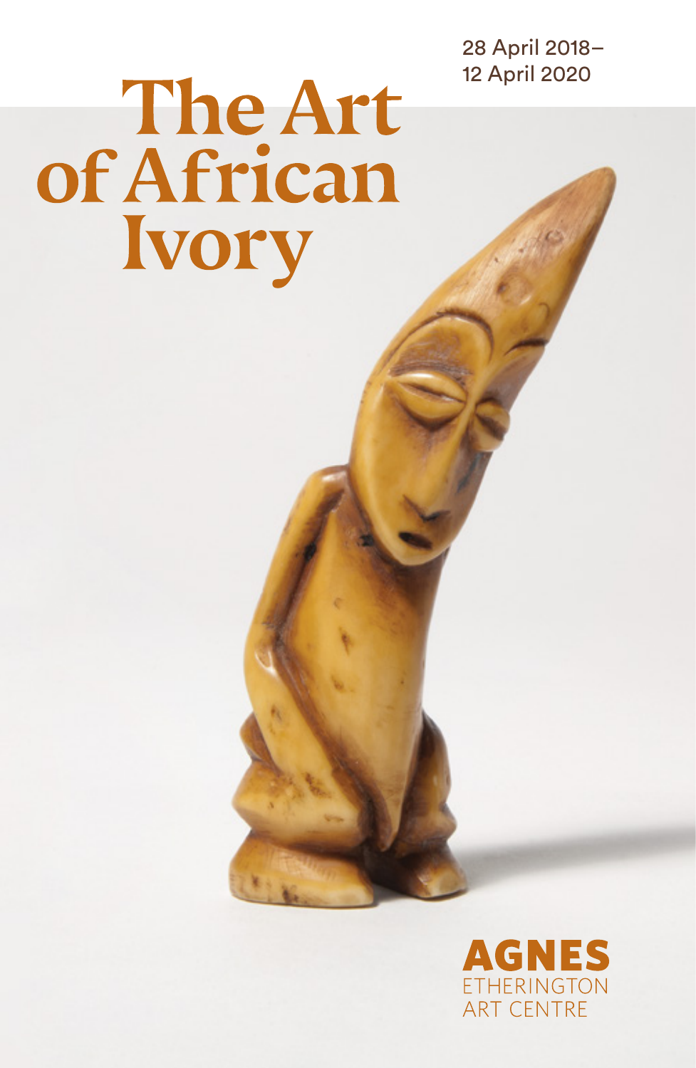28 April 2018–
12 April 2020

# The Art of African Ivory

AGNES
ETHERINGTON
ART CENTRE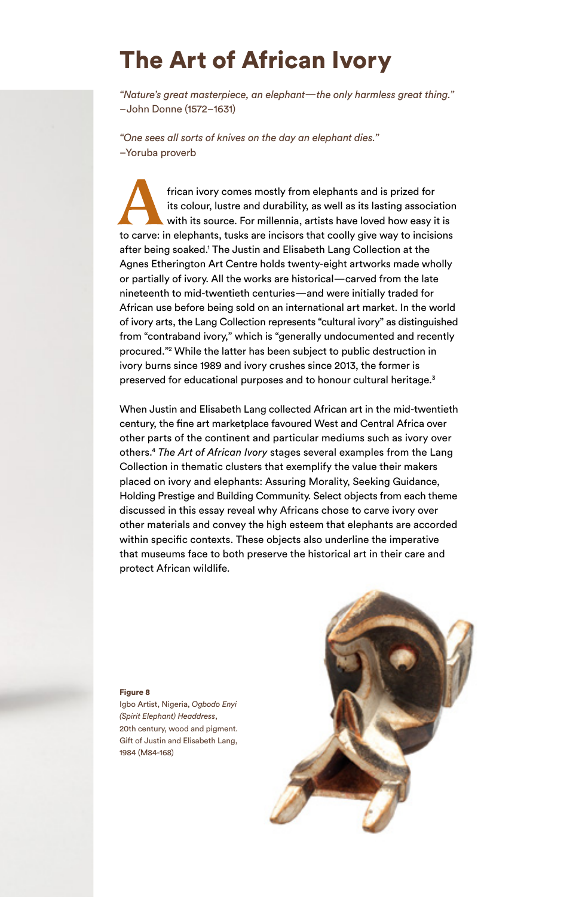# The Art of African Ivory

*"Nature's great masterpiece, an elephant—the only harmless great thing."*
–John Donne (1572–1631)

*"One sees all sorts of knives on the day an elephant dies."*
–Yoruba proverb

African ivory comes mostly from elephants and is prized for its colour, lustre and durability, as well as its lasting association with its source. For millennia, artists have loved how easy it is to carve: in elephants, tusks are incisors that coolly give way to incisions after being soaked.[1] The Justin and Elisabeth Lang Collection at the Agnes Etherington Art Centre holds twenty-eight artworks made wholly or partially of ivory. All the works are historical—carved from the late nineteenth to mid-twentieth centuries—and were initially traded for African use before being sold on an international art market. In the world of ivory arts, the Lang Collection represents "cultural ivory" as distinguished from "contraband ivory," which is "generally undocumented and recently procured."[2] While the latter has been subject to public destruction in ivory burns since 1989 and ivory crushes since 2013, the former is preserved for educational purposes and to honour cultural heritage.[3]

When Justin and Elisabeth Lang collected African art in the mid-twentieth century, the fine art marketplace favoured West and Central Africa over other parts of the continent and particular mediums such as ivory over others.[4] *The Art of African Ivory* stages several examples from the Lang Collection in thematic clusters that exemplify the value their makers placed on ivory and elephants: Assuring Morality, Seeking Guidance, Holding Prestige and Building Community. Select objects from each theme discussed in this essay reveal why Africans chose to carve ivory over other materials and convey the high esteem that elephants are accorded within specific contexts. These objects also underline the imperative that museums face to both preserve the historical art in their care and protect African wildlife.

**Figure 8**
Igbo Artist, Nigeria, *Ogbodo Enyi (Spirit Elephant) Headdress*, 20th century, wood and pigment. Gift of Justin and Elisabeth Lang, 1984 (M84-168)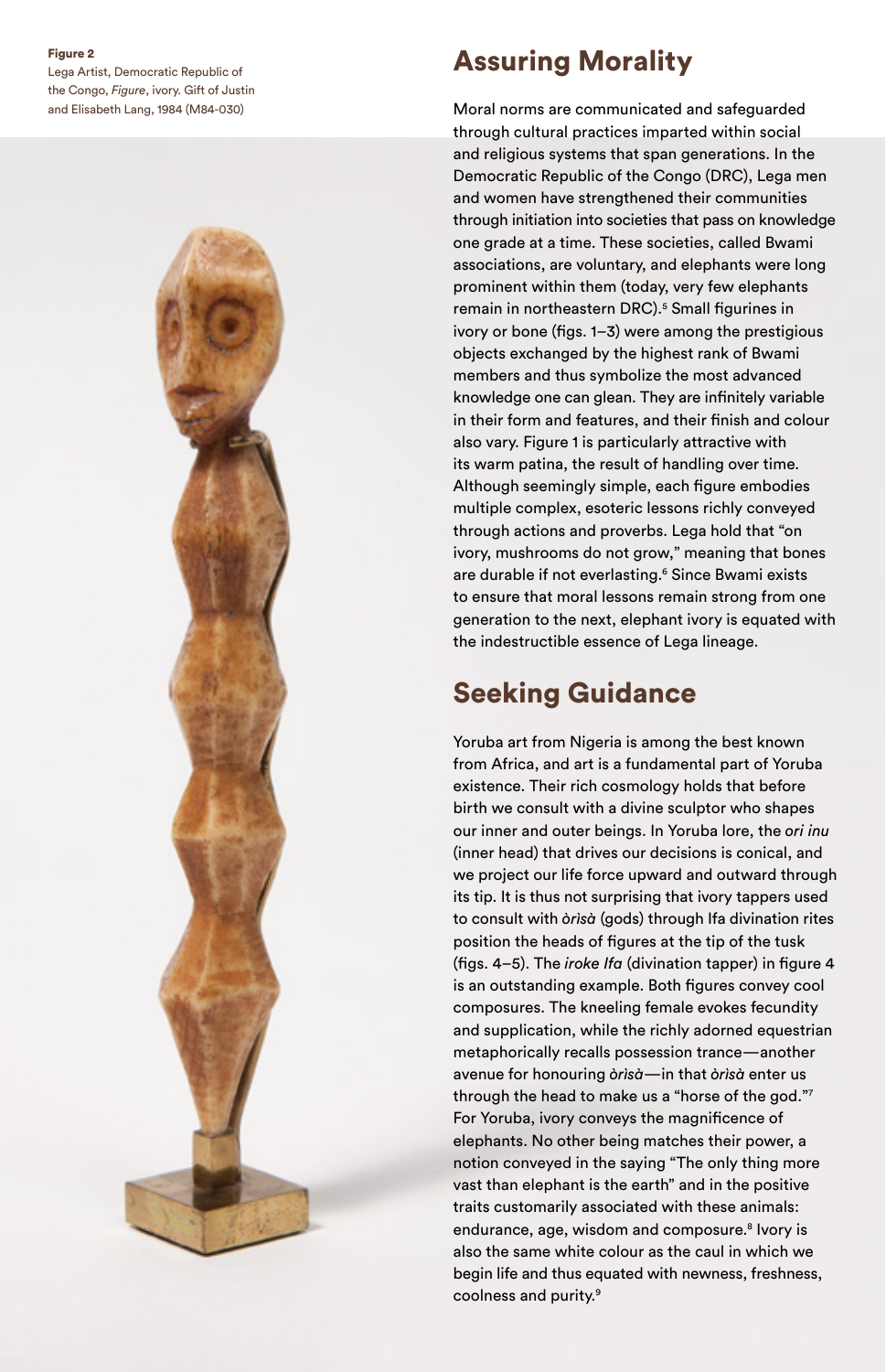**Figure 2**
Lega Artist, Democratic Republic of the Congo, *Figure*, ivory. Gift of Justin and Elisabeth Lang, 1984 (M84-030)

## Assuring Morality

Moral norms are communicated and safeguarded through cultural practices imparted within social and religious systems that span generations. In the Democratic Republic of the Congo (DRC), Lega men and women have strengthened their communities through initiation into societies that pass on knowledge one grade at a time. These societies, called Bwami associations, are voluntary, and elephants were long prominent within them (today, very few elephants remain in northeastern DRC).[5] Small figurines in ivory or bone (figs. 1–3) were among the prestigious objects exchanged by the highest rank of Bwami members and thus symbolize the most advanced knowledge one can glean. They are infinitely variable in their form and features, and their finish and colour also vary. Figure 1 is particularly attractive with its warm patina, the result of handling over time. Although seemingly simple, each figure embodies multiple complex, esoteric lessons richly conveyed through actions and proverbs. Lega hold that "on ivory, mushrooms do not grow," meaning that bones are durable if not everlasting.[6] Since Bwami exists to ensure that moral lessons remain strong from one generation to the next, elephant ivory is equated with the indestructible essence of Lega lineage.

## Seeking Guidance

Yoruba art from Nigeria is among the best known from Africa, and art is a fundamental part of Yoruba existence. Their rich cosmology holds that before birth we consult with a divine sculptor who shapes our inner and outer beings. In Yoruba lore, the *ori inu* (inner head) that drives our decisions is conical, and we project our life force upward and outward through its tip. It is thus not surprising that ivory tappers used to consult with *òrìsà* (gods) through Ifa divination rites position the heads of figures at the tip of the tusk (figs. 4–5). The *iroke Ifa* (divination tapper) in figure 4 is an outstanding example. Both figures convey cool composures. The kneeling female evokes fecundity and supplication, while the richly adorned equestrian metaphorically recalls possession trance—another avenue for honouring *òrìsà*—in that *òrìsà* enter us through the head to make us a "horse of the god."[7] For Yoruba, ivory conveys the magnificence of elephants. No other being matches their power, a notion conveyed in the saying "The only thing more vast than elephant is the earth" and in the positive traits customarily associated with these animals: endurance, age, wisdom and composure.[8] Ivory is also the same white colour as the caul in which we begin life and thus equated with newness, freshness, coolness and purity.[9]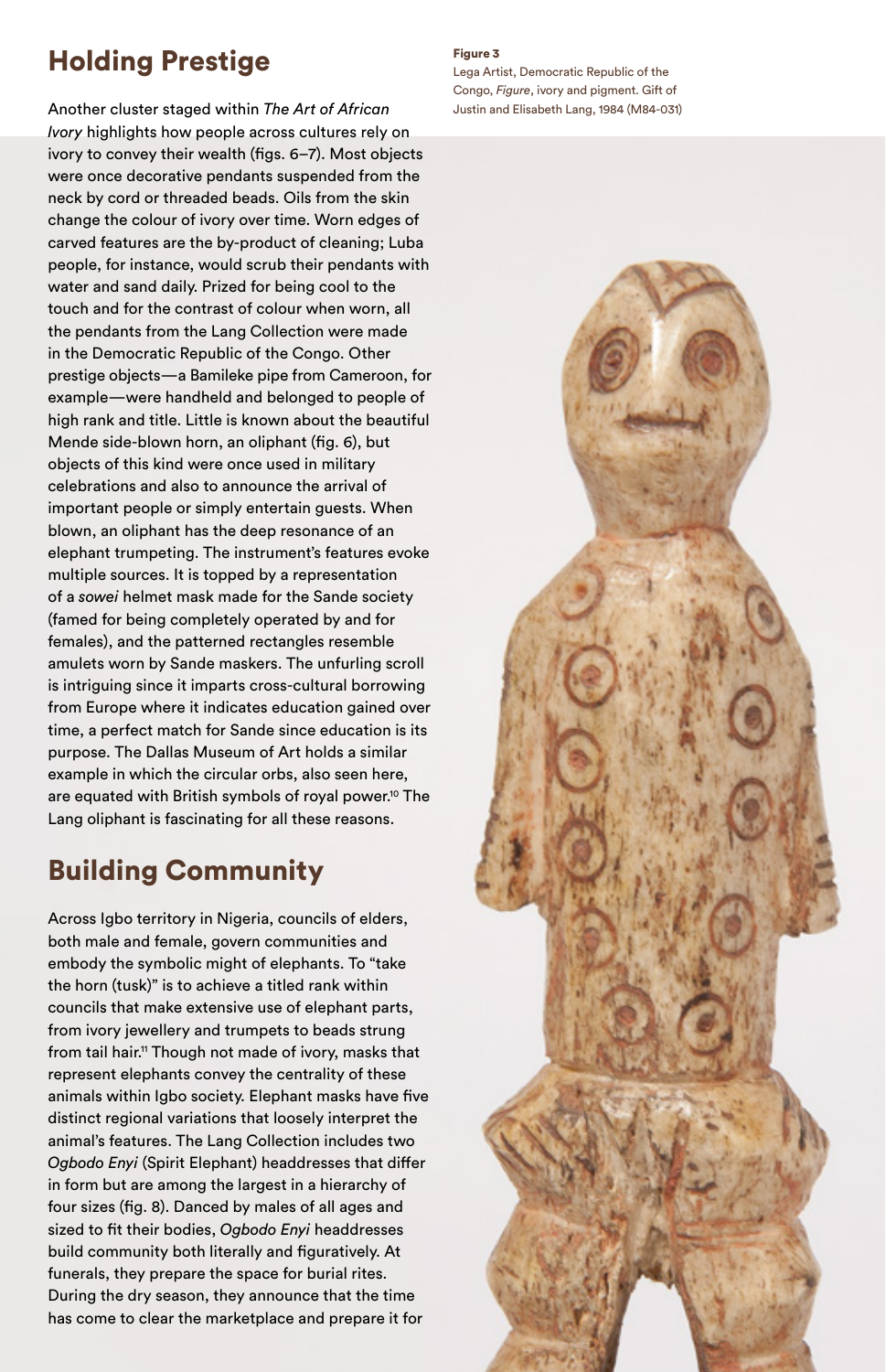## Holding Prestige

Another cluster staged within *The Art of African Ivory* highlights how people across cultures rely on ivory to convey their wealth (figs. 6–7). Most objects were once decorative pendants suspended from the neck by cord or threaded beads. Oils from the skin change the colour of ivory over time. Worn edges of carved features are the by-product of cleaning; Luba people, for instance, would scrub their pendants with water and sand daily. Prized for being cool to the touch and for the contrast of colour when worn, all the pendants from the Lang Collection were made in the Democratic Republic of the Congo. Other prestige objects—a Bamileke pipe from Cameroon, for example—were handheld and belonged to people of high rank and title. Little is known about the beautiful Mende side-blown horn, an oliphant (fig. 6), but objects of this kind were once used in military celebrations and also to announce the arrival of important people or simply entertain guests. When blown, an oliphant has the deep resonance of an elephant trumpeting. The instrument's features evoke multiple sources. It is topped by a representation of a *sowei* helmet mask made for the Sande society (famed for being completely operated by and for females), and the patterned rectangles resemble amulets worn by Sande maskers. The unfurling scroll is intriguing since it imparts cross-cultural borrowing from Europe where it indicates education gained over time, a perfect match for Sande since education is its purpose. The Dallas Museum of Art holds a similar example in which the circular orbs, also seen here, are equated with British symbols of royal power.[10] The Lang oliphant is fascinating for all these reasons.

## Building Community

Across Igbo territory in Nigeria, councils of elders, both male and female, govern communities and embody the symbolic might of elephants. To "take the horn (tusk)" is to achieve a titled rank within councils that make extensive use of elephant parts, from ivory jewellery and trumpets to beads strung from tail hair.[11] Though not made of ivory, masks that represent elephants convey the centrality of these animals within Igbo society. Elephant masks have five distinct regional variations that loosely interpret the animal's features. The Lang Collection includes two *Ogbodo Enyi* (Spirit Elephant) headdresses that differ in form but are among the largest in a hierarchy of four sizes (fig. 8). Danced by males of all ages and sized to fit their bodies, *Ogbodo Enyi* headdresses build community both literally and figuratively. At funerals, they prepare the space for burial rites. During the dry season, they announce that the time has come to clear the marketplace and prepare it for

**Figure 3**
Lega Artist, Democratic Republic of the Congo, *Figure*, ivory and pigment. Gift of Justin and Elisabeth Lang, 1984 (M84-031)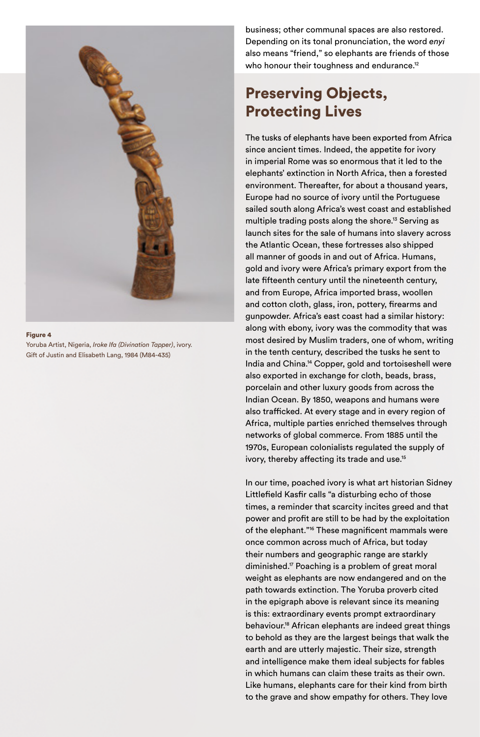business; other communal spaces are also restored. Depending on its tonal pronunciation, the word *enyi* also means "friend," so elephants are friends of those who honour their toughness and endurance.[12]

**Figure 4**
Yoruba Artist, Nigeria, *Iroke Ifa (Divination Tapper)*, ivory. Gift of Justin and Elisabeth Lang, 1984 (M84-435)

## Preserving Objects, Protecting Lives

The tusks of elephants have been exported from Africa since ancient times. Indeed, the appetite for ivory in imperial Rome was so enormous that it led to the elephants' extinction in North Africa, then a forested environment. Thereafter, for about a thousand years, Europe had no source of ivory until the Portuguese sailed south along Africa's west coast and established multiple trading posts along the shore.[13] Serving as launch sites for the sale of humans into slavery across the Atlantic Ocean, these fortresses also shipped all manner of goods in and out of Africa. Humans, gold and ivory were Africa's primary export from the late fifteenth century until the nineteenth century, and from Europe, Africa imported brass, woollen and cotton cloth, glass, iron, pottery, firearms and gunpowder. Africa's east coast had a similar history: along with ebony, ivory was the commodity that was most desired by Muslim traders, one of whom, writing in the tenth century, described the tusks he sent to India and China.[14] Copper, gold and tortoiseshell were also exported in exchange for cloth, beads, brass, porcelain and other luxury goods from across the Indian Ocean. By 1850, weapons and humans were also trafficked. At every stage and in every region of Africa, multiple parties enriched themselves through networks of global commerce. From 1885 until the 1970s, European colonialists regulated the supply of ivory, thereby affecting its trade and use.[15]

In our time, poached ivory is what art historian Sidney Littlefield Kasfir calls "a disturbing echo of those times, a reminder that scarcity incites greed and that power and profit are still to be had by the exploitation of the elephant."[16] These magnificent mammals were once common across much of Africa, but today their numbers and geographic range are starkly diminished.[17] Poaching is a problem of great moral weight as elephants are now endangered and on the path towards extinction. The Yoruba proverb cited in the epigraph above is relevant since its meaning is this: extraordinary events prompt extraordinary behaviour.[18] African elephants are indeed great things to behold as they are the largest beings that walk the earth and are utterly majestic. Their size, strength and intelligence make them ideal subjects for fables in which humans can claim these traits as their own. Like humans, elephants care for their kind from birth to the grave and show empathy for others. They love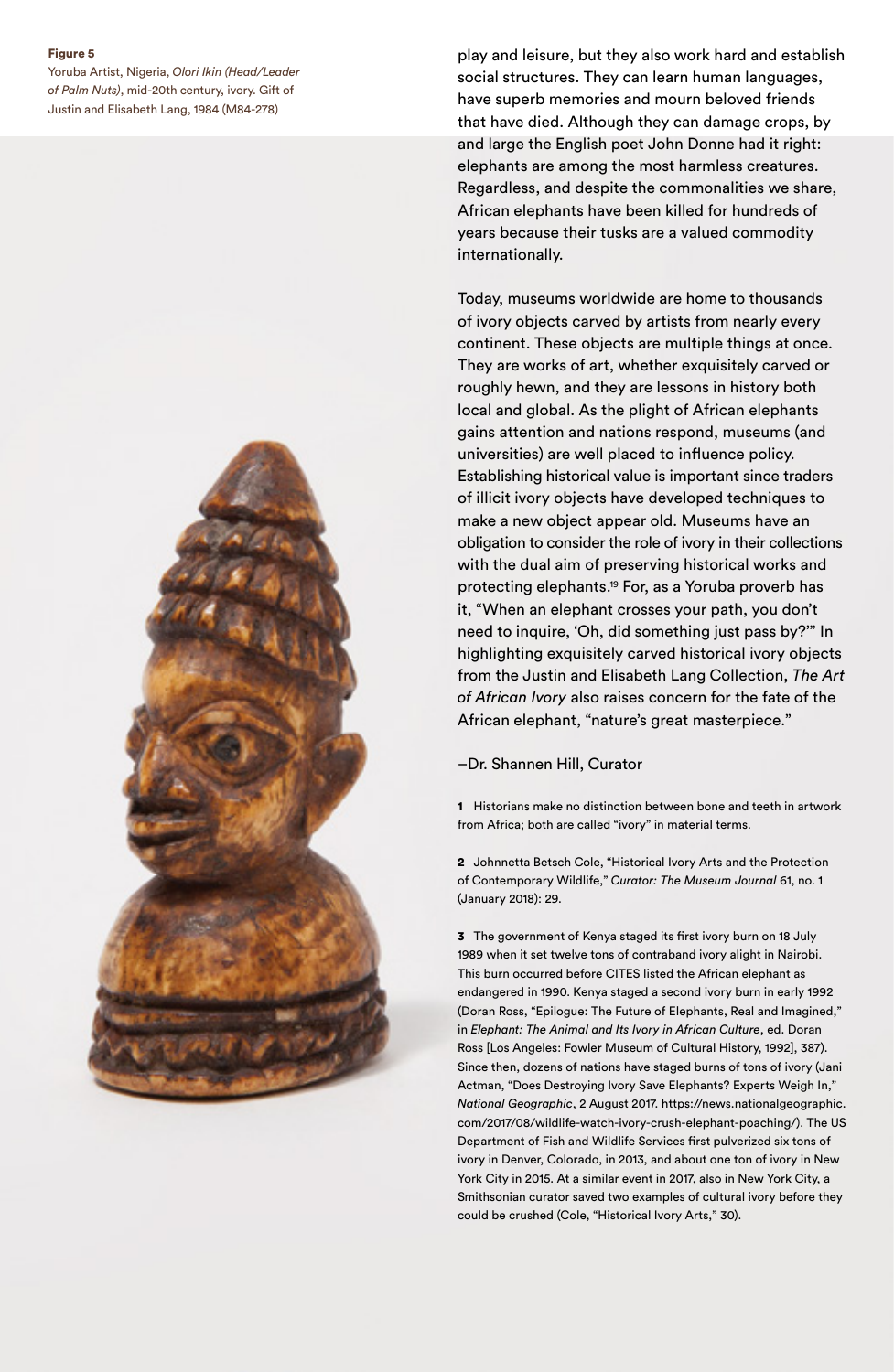**Figure 5**
Yoruba Artist, Nigeria, *Olori Ikin (Head/Leader of Palm Nuts)*, mid-20th century, ivory. Gift of Justin and Elisabeth Lang, 1984 (M84-278)

play and leisure, but they also work hard and establish social structures. They can learn human languages, have superb memories and mourn beloved friends that have died. Although they can damage crops, by and large the English poet John Donne had it right: elephants are among the most harmless creatures. Regardless, and despite the commonalities we share, African elephants have been killed for hundreds of years because their tusks are a valued commodity internationally.

Today, museums worldwide are home to thousands of ivory objects carved by artists from nearly every continent. These objects are multiple things at once. They are works of art, whether exquisitely carved or roughly hewn, and they are lessons in history both local and global. As the plight of African elephants gains attention and nations respond, museums (and universities) are well placed to influence policy. Establishing historical value is important since traders of illicit ivory objects have developed techniques to make a new object appear old. Museums have an obligation to consider the role of ivory in their collections with the dual aim of preserving historical works and protecting elephants.[19] For, as a Yoruba proverb has it, "When an elephant crosses your path, you don't need to inquire, 'Oh, did something just pass by?'" In highlighting exquisitely carved historical ivory objects from the Justin and Elisabeth Lang Collection, *The Art of African Ivory* also raises concern for the fate of the African elephant, "nature's great masterpiece."

—Dr. Shannen Hill, Curator

**1** Historians make no distinction between bone and teeth in artwork from Africa; both are called "ivory" in material terms.

**2** Johnnetta Betsch Cole, "Historical Ivory Arts and the Protection of Contemporary Wildlife," *Curator: The Museum Journal* 61, no. 1 (January 2018): 29.

**3** The government of Kenya staged its first ivory burn on 18 July 1989 when it set twelve tons of contraband ivory alight in Nairobi. This burn occurred before CITES listed the African elephant as endangered in 1990. Kenya staged a second ivory burn in early 1992 (Doran Ross, "Epilogue: The Future of Elephants, Real and Imagined," in *Elephant: The Animal and Its Ivory in African Culture*, ed. Doran Ross [Los Angeles: Fowler Museum of Cultural History, 1992], 387). Since then, dozens of nations have staged burns of tons of ivory (Jani Actman, "Does Destroying Ivory Save Elephants? Experts Weigh In," *National Geographic*, 2 August 2017. https://news.nationalgeographic.com/2017/08/wildlife-watch-ivory-crush-elephant-poaching/). The US Department of Fish and Wildlife Services first pulverized six tons of ivory in Denver, Colorado, in 2013, and about one ton of ivory in New York City in 2015. At a similar event in 2017, also in New York City, a Smithsonian curator saved two examples of cultural ivory before they could be crushed (Cole, "Historical Ivory Arts," 30).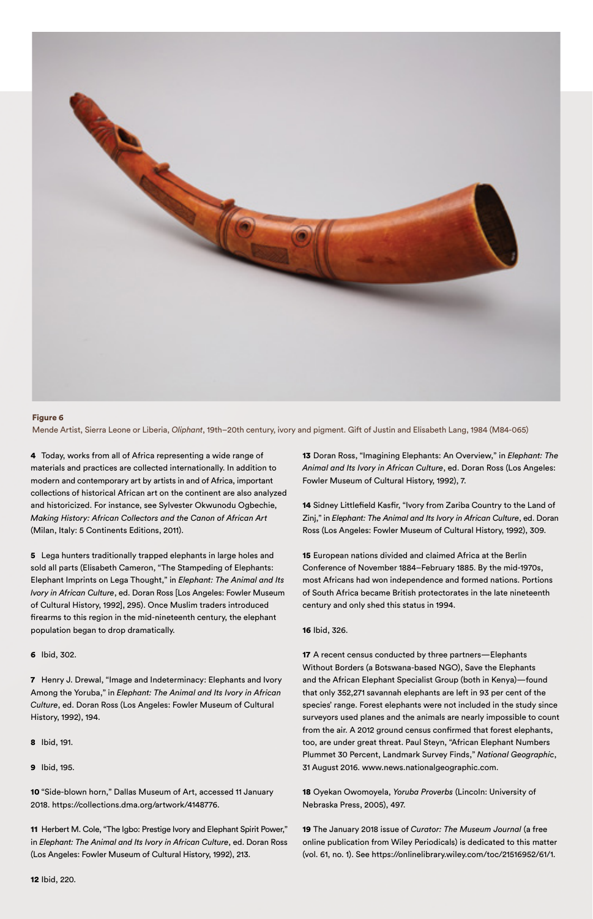**Figure 6**
Mende Artist, Sierra Leone or Liberia, *Oliphant*, 19th–20th century, ivory and pigment. Gift of Justin and Elisabeth Lang, 1984 (M84-065)

**4** Today, works from all of Africa representing a wide range of materials and practices are collected internationally. In addition to modern and contemporary art by artists in and of Africa, important collections of historical African art on the continent are also analyzed and historicized. For instance, see Sylvester Okwunodu Ogbechie, *Making History: African Collectors and the Canon of African Art* (Milan, Italy: 5 Continents Editions, 2011).

**5** Lega hunters traditionally trapped elephants in large holes and sold all parts (Elisabeth Cameron, "The Stampeding of Elephants: Elephant Imprints on Lega Thought," in *Elephant: The Animal and Its Ivory in African Culture*, ed. Doran Ross [Los Angeles: Fowler Museum of Cultural History, 1992], 295). Once Muslim traders introduced firearms to this region in the mid-nineteenth century, the elephant population began to drop dramatically.

**6** Ibid, 302.

**7** Henry J. Drewal, "Image and Indeterminacy: Elephants and Ivory Among the Yoruba," in *Elephant: The Animal and Its Ivory in African Culture*, ed. Doran Ross (Los Angeles: Fowler Museum of Cultural History, 1992), 194.

**8** Ibid, 191.

**9** Ibid, 195.

**10** "Side-blown horn," Dallas Museum of Art, accessed 11 January 2018. https://collections.dma.org/artwork/4148776.

**11** Herbert M. Cole, "The Igbo: Prestige Ivory and Elephant Spirit Power," in *Elephant: The Animal and Its Ivory in African Culture*, ed. Doran Ross (Los Angeles: Fowler Museum of Cultural History, 1992), 213.

**12** Ibid, 220.

**13** Doran Ross, "Imagining Elephants: An Overview," in *Elephant: The Animal and Its Ivory in African Culture*, ed. Doran Ross (Los Angeles: Fowler Museum of Cultural History, 1992), 7.

**14** Sidney Littlefield Kasfir, "Ivory from Zariba Country to the Land of Zinj," in *Elephant: The Animal and Its Ivory in African Culture*, ed. Doran Ross (Los Angeles: Fowler Museum of Cultural History, 1992), 309.

**15** European nations divided and claimed Africa at the Berlin Conference of November 1884–February 1885. By the mid-1970s, most Africans had won independence and formed nations. Portions of South Africa became British protectorates in the late nineteenth century and only shed this status in 1994.

**16** Ibid, 326.

**17** A recent census conducted by three partners—Elephants Without Borders (a Botswana-based NGO), Save the Elephants and the African Elephant Specialist Group (both in Kenya)—found that only 352,271 savannah elephants are left in 93 per cent of the species' range. Forest elephants were not included in the study since surveyors used planes and the animals are nearly impossible to count from the air. A 2012 ground census confirmed that forest elephants, too, are under great threat. Paul Steyn, "African Elephant Numbers Plummet 30 Percent, Landmark Survey Finds," *National Geographic*, 31 August 2016. www.news.nationalgeographic.com.

**18** Oyekan Owomoyela, *Yoruba Proverbs* (Lincoln: University of Nebraska Press, 2005), 497.

**19** The January 2018 issue of *Curator: The Museum Journal* (a free online publication from Wiley Periodicals) is dedicated to this matter (vol. 61, no. 1). See https://onlinelibrary.wiley.com/toc/21516952/61/1.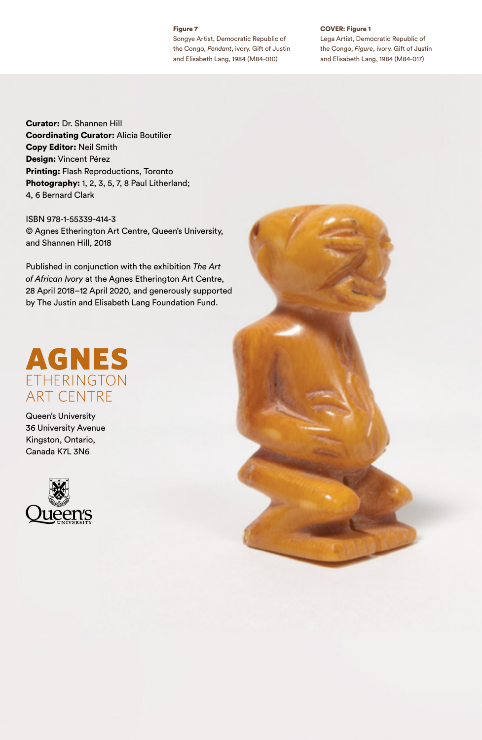**Figure 7**
Songye Artist, Democratic Republic of the Congo, *Pendant*, ivory. Gift of Justin and Elisabeth Lang, 1984 (M84-010)

**COVER: Figure 1**
Lega Artist, Democratic Republic of the Congo, *Figure*, ivory. Gift of Justin and Elisabeth Lang, 1984 (M84-017)

**Curator:** Dr. Shannen Hill
**Coordinating Curator:** Alicia Boutilier
**Copy Editor:** Neil Smith
**Design:** Vincent Pérez
**Printing:** Flash Reproductions, Toronto
**Photography:** 1, 2, 3, 5, 7, 8 Paul Litherland; 4, 6 Bernard Clark

ISBN 978-1-55339-414-3
© Agnes Etherington Art Centre, Queen's University, and Shannen Hill, 2018

Published in conjunction with the exhibition *The Art of African Ivory* at the Agnes Etherington Art Centre, 28 April 2018–12 April 2020, and generously supported by The Justin and Elisabeth Lang Foundation Fund.

AGNES
ETHERINGTON
ART CENTRE

Queen's University
36 University Avenue
Kingston, Ontario,
Canada K7L 3N6

Queen's UNIVERSITY